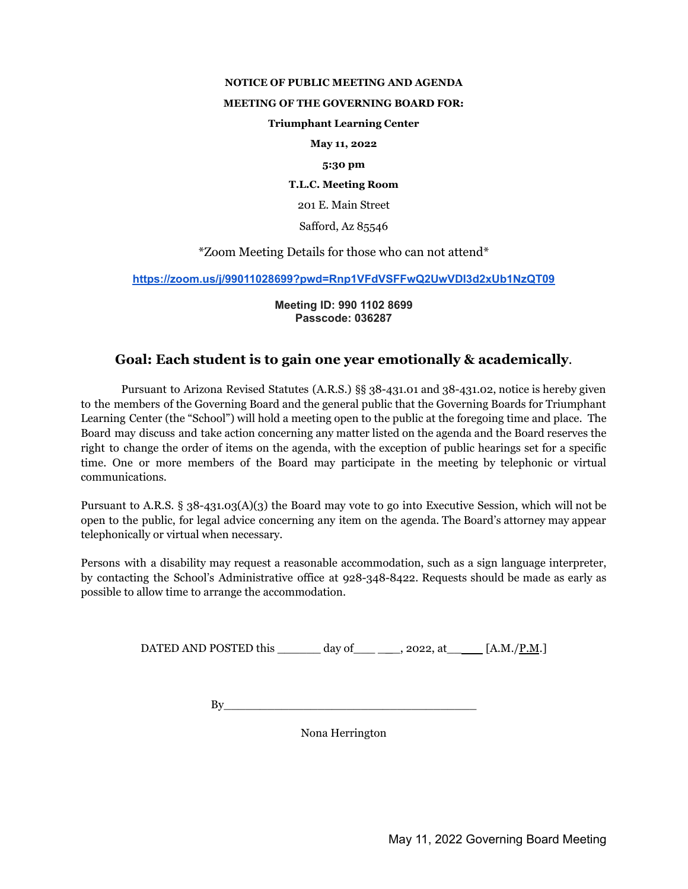**NOTICE OF PUBLIC MEETING AND AGENDA**

**MEETING OF THE GOVERNING BOARD FOR:**

**Triumphant Learning Center**

**May 11, 2022**

**5:30 pm**

**T.L.C. Meeting Room**

201 E. Main Street

Safford, Az 85546

*Zoom Meeting Details for those who can not attend*

https://zoom.us/j/99011028699?pwd=Rnp1VFdVSFFwQ2UwVDl3d2xUb1NzQT09

**Meeting ID: 990 1102 8699**
**Passcode: 036287**

## Goal: Each student is to gain one year emotionally & academically.

Pursuant to Arizona Revised Statutes (A.R.S.) §§ 38-431.01 and 38-431.02, notice is hereby given to the members of the Governing Board and the general public that the Governing Boards for Triumphant Learning Center (the "School") will hold a meeting open to the public at the foregoing time and place. The Board may discuss and take action concerning any matter listed on the agenda and the Board reserves the right to change the order of items on the agenda, with the exception of public hearings set for a specific time. One or more members of the Board may participate in the meeting by telephonic or virtual communications.

Pursuant to A.R.S. § 38-431.03(A)(3) the Board may vote to go into Executive Session, which will not be open to the public, for legal advice concerning any item on the agenda. The Board's attorney may appear telephonically or virtual when necessary.

Persons with a disability may request a reasonable accommodation, such as a sign language interpreter, by contacting the School's Administrative office at 928-348-8422. Requests should be made as early as possible to allow time to arrange the accommodation.

DATED AND POSTED this ______ day of___ ___, 2022, at______ [A.M./P.M.]

By______________________________________

Nona Herrington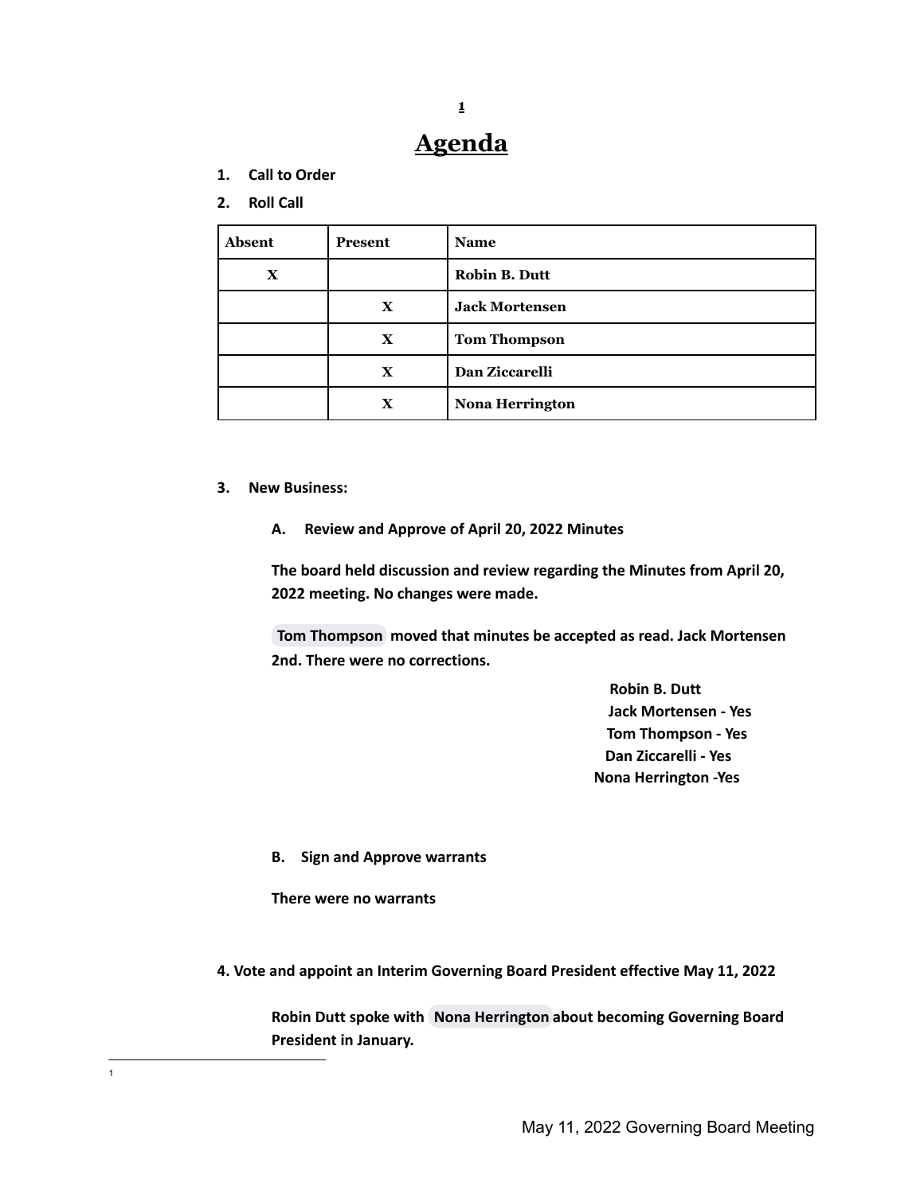# Agenda

1. **Call to Order**
2. **Roll Call**

| Absent | Present | Name |
|---|---|---|
| X | | Robin B. Dutt |
| | X | Jack Mortensen |
| | X | Tom Thompson |
| | X | Dan Ziccarelli |
| | X | Nona Herrington |

3. **New Business:**

   **A. Review and Approve of April 20, 2022 Minutes**

   **The board held discussion and review regarding the Minutes from April 20, 2022 meeting. No changes were made.**

   **Tom Thompson moved that minutes be accepted as read. Jack Mortensen 2nd. There were no corrections.**

   **Robin B. Dutt**
   **Jack Mortensen - Yes**
   **Tom Thompson - Yes**
   **Dan Ziccarelli - Yes**
   **Nona Herrington -Yes**

   **B. Sign and Approve warrants**

   **There were no warrants**

**4. Vote and appoint an Interim Governing Board President effective May 11, 2022**

   **Robin Dutt spoke with Nona Herrington about becoming Governing Board President in January.**

[1]

1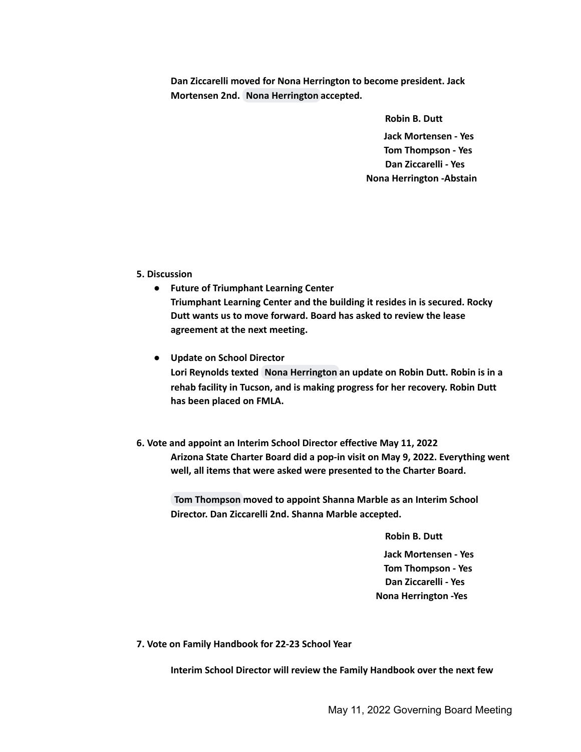**Dan Ziccarelli moved for Nona Herrington to become president. Jack Mortensen 2nd. Nona Herrington accepted.**

**Robin B. Dutt**
**Jack Mortensen - Yes**
**Tom Thompson - Yes**
**Dan Ziccarelli - Yes**
**Nona Herrington -Abstain**

**5. Discussion**

- **Future of Triumphant Learning Center**
  **Triumphant Learning Center and the building it resides in is secured. Rocky Dutt wants us to move forward. Board has asked to review the lease agreement at the next meeting.**

- **Update on School Director**
  **Lori Reynolds texted Nona Herrington an update on Robin Dutt. Robin is in a rehab facility in Tucson, and is making progress for her recovery. Robin Dutt has been placed on FMLA.**

**6. Vote and appoint an Interim School Director effective May 11, 2022**

**Arizona State Charter Board did a pop-in visit on May 9, 2022. Everything went well, all items that were asked were presented to the Charter Board.**

**Tom Thompson moved to appoint Shanna Marble as an Interim School Director. Dan Ziccarelli 2nd. Shanna Marble accepted.**

**Robin B. Dutt**
**Jack Mortensen - Yes**
**Tom Thompson - Yes**
**Dan Ziccarelli - Yes**
**Nona Herrington -Yes**

**7. Vote on Family Handbook for 22-23 School Year**

**Interim School Director will review the Family Handbook over the next few**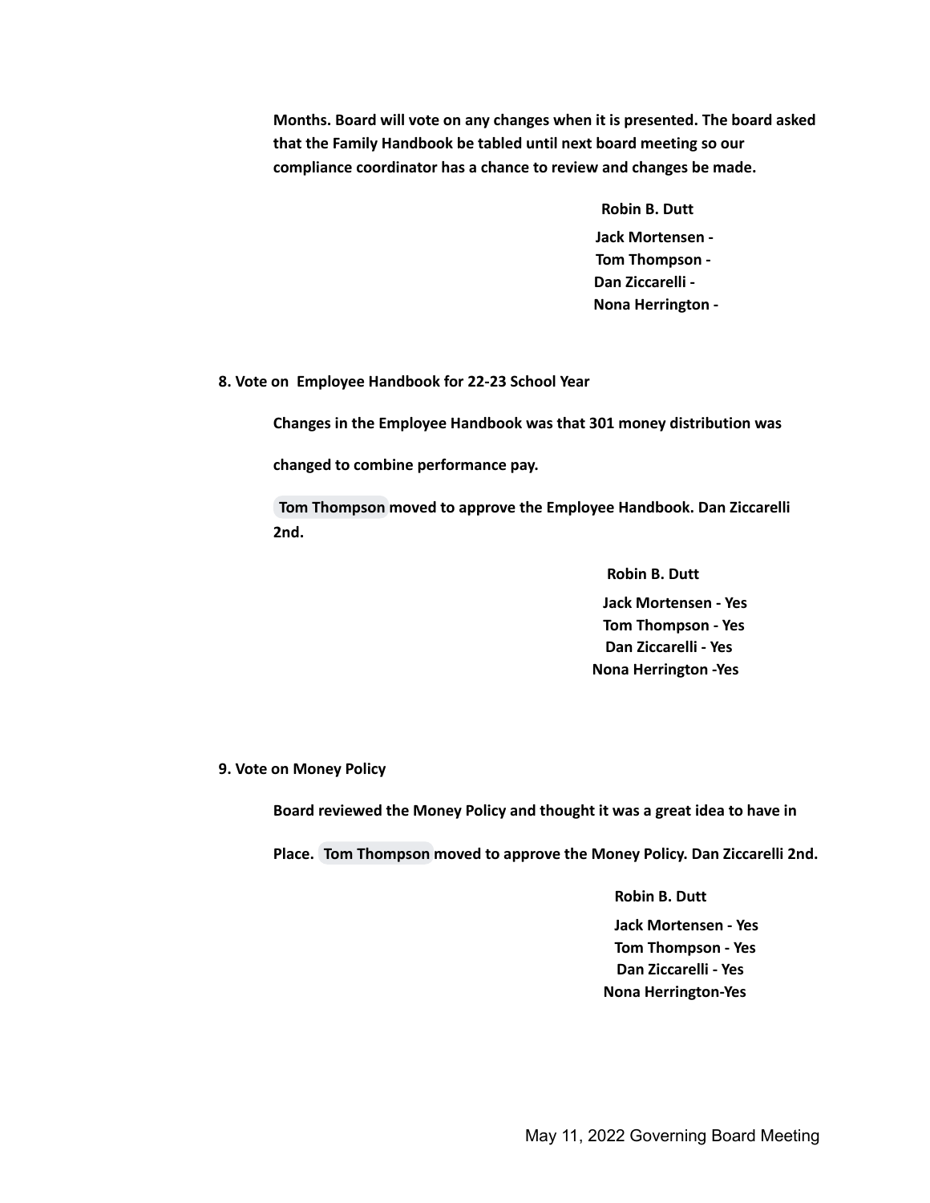**Months. Board will vote on any changes when it is presented. The board asked that the Family Handbook be tabled until next board meeting so our compliance coordinator has a chance to review and changes be made.**

**Robin B. Dutt**
**Jack Mortensen -**
**Tom Thompson -**
**Dan Ziccarelli -**
**Nona Herrington -**

**8. Vote on Employee Handbook for 22-23 School Year**

**Changes in the Employee Handbook was that 301 money distribution was changed to combine performance pay.**

**Tom Thompson moved to approve the Employee Handbook. Dan Ziccarelli 2nd.**

**Robin B. Dutt**
**Jack Mortensen - Yes**
**Tom Thompson - Yes**
**Dan Ziccarelli - Yes**
**Nona Herrington -Yes**

**9. Vote on Money Policy**

**Board reviewed the Money Policy and thought it was a great idea to have in Place. Tom Thompson moved to approve the Money Policy. Dan Ziccarelli 2nd.**

**Robin B. Dutt**
**Jack Mortensen - Yes**
**Tom Thompson - Yes**
**Dan Ziccarelli - Yes**
**Nona Herrington-Yes**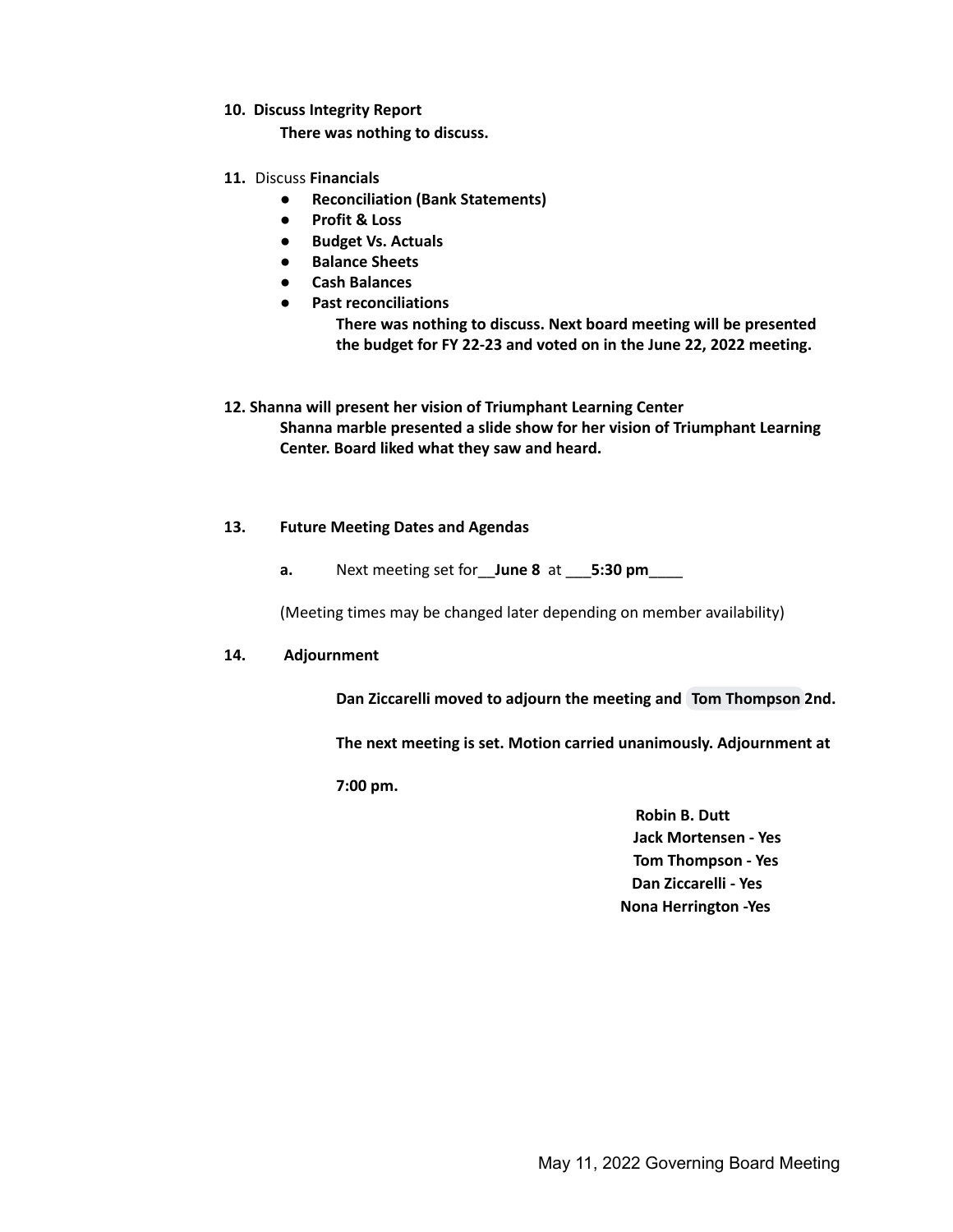**10. Discuss Integrity Report**

**There was nothing to discuss.**

**11.** Discuss **Financials**

- **Reconciliation (Bank Statements)**
- **Profit & Loss**
- **Budget Vs. Actuals**
- **Balance Sheets**
- **Cash Balances**
- **Past reconciliations**

  **There was nothing to discuss. Next board meeting will be presented the budget for FY 22-23 and voted on in the June 22, 2022 meeting.**

**12. Shanna will present her vision of Triumphant Learning Center**

**Shanna marble presented a slide show for her vision of Triumphant Learning Center. Board liked what they saw and heard.**

**13. Future Meeting Dates and Agendas**

**a.** Next meeting set for__**June 8** at ___**5:30 pm**____

(Meeting times may be changed later depending on member availability)

**14. Adjournment**

**Dan Ziccarelli moved to adjourn the meeting and Tom Thompson 2nd.**

**The next meeting is set. Motion carried unanimously. Adjournment at 7:00 pm.**

**Robin B. Dutt**
**Jack Mortensen - Yes**
**Tom Thompson - Yes**
**Dan Ziccarelli - Yes**
**Nona Herrington -Yes**

May 11, 2022 Governing Board Meeting